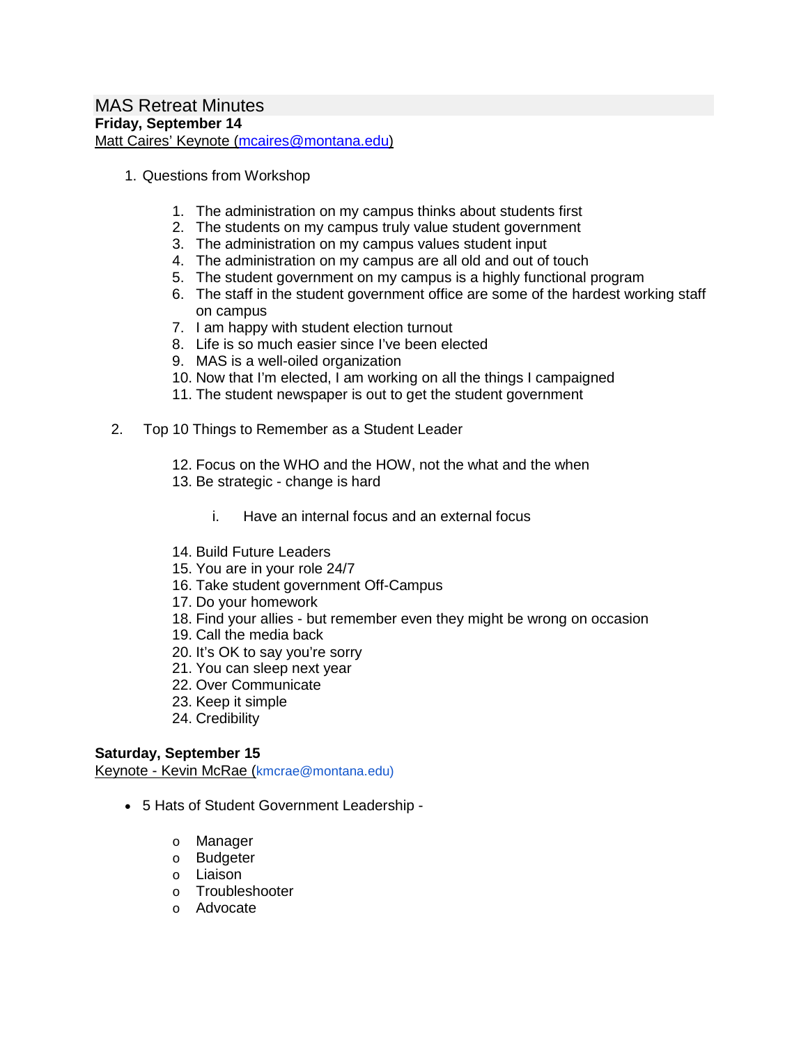# MAS Retreat Minutes

**Friday, September 14**

Matt Caires' Keynote (mcaires@montana.edu)

1. Questions from Workshop

    1. The administration on my campus thinks about students first
    2. The students on my campus truly value student government
    3. The administration on my campus values student input
    4. The administration on my campus are all old and out of touch
    5. The student government on my campus is a highly functional program
    6. The staff in the student government office are some of the hardest working staff on campus
    7. I am happy with student election turnout
    8. Life is so much easier since I've been elected
    9. MAS is a well-oiled organization
    10. Now that I'm elected, I am working on all the things I campaigned
    11. The student newspaper is out to get the student government

2. Top 10 Things to Remember as a Student Leader

    12. Focus on the WHO and the HOW, not the what and the when
    13. Be strategic - change is hard

        i. Have an internal focus and an external focus

    14. Build Future Leaders
    15. You are in your role 24/7
    16. Take student government Off-Campus
    17. Do your homework
    18. Find your allies - but remember even they might be wrong on occasion
    19. Call the media back
    20. It's OK to say you're sorry
    21. You can sleep next year
    22. Over Communicate
    23. Keep it simple
    24. Credibility

**Saturday, September 15**

Keynote - Kevin McRae (kmcrae@montana.edu)

- 5 Hats of Student Government Leadership -
    - Manager
    - Budgeter
    - Liaison
    - Troubleshooter
    - Advocate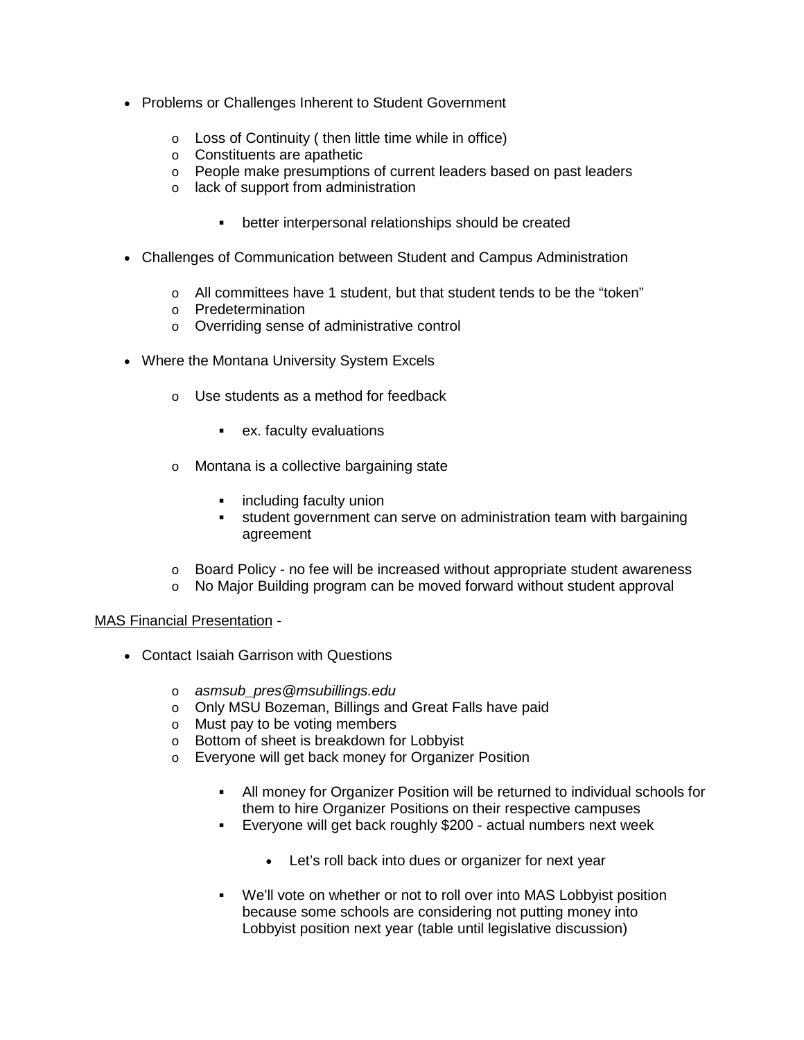- Problems or Challenges Inherent to Student Government
  - Loss of Continuity ( then little time while in office)
  - Constituents are apathetic
  - People make presumptions of current leaders based on past leaders
  - lack of support from administration
    - better interpersonal relationships should be created
- Challenges of Communication between Student and Campus Administration
  - All committees have 1 student, but that student tends to be the "token"
  - Predetermination
  - Overriding sense of administrative control
- Where the Montana University System Excels
  - Use students as a method for feedback
    - ex. faculty evaluations
  - Montana is a collective bargaining state
    - including faculty union
    - student government can serve on administration team with bargaining agreement
  - Board Policy - no fee will be increased without appropriate student awareness
  - No Major Building program can be moved forward without student approval

<u>MAS Financial Presentation</u> -

- Contact Isaiah Garrison with Questions
  - *asmsub_pres@msubillings.edu*
  - Only MSU Bozeman, Billings and Great Falls have paid
  - Must pay to be voting members
  - Bottom of sheet is breakdown for Lobbyist
  - Everyone will get back money for Organizer Position
    - All money for Organizer Position will be returned to individual schools for them to hire Organizer Positions on their respective campuses
    - Everyone will get back roughly $200 - actual numbers next week
      - Let's roll back into dues or organizer for next year
    - We'll vote on whether or not to roll over into MAS Lobbyist position because some schools are considering not putting money into Lobbyist position next year (table until legislative discussion)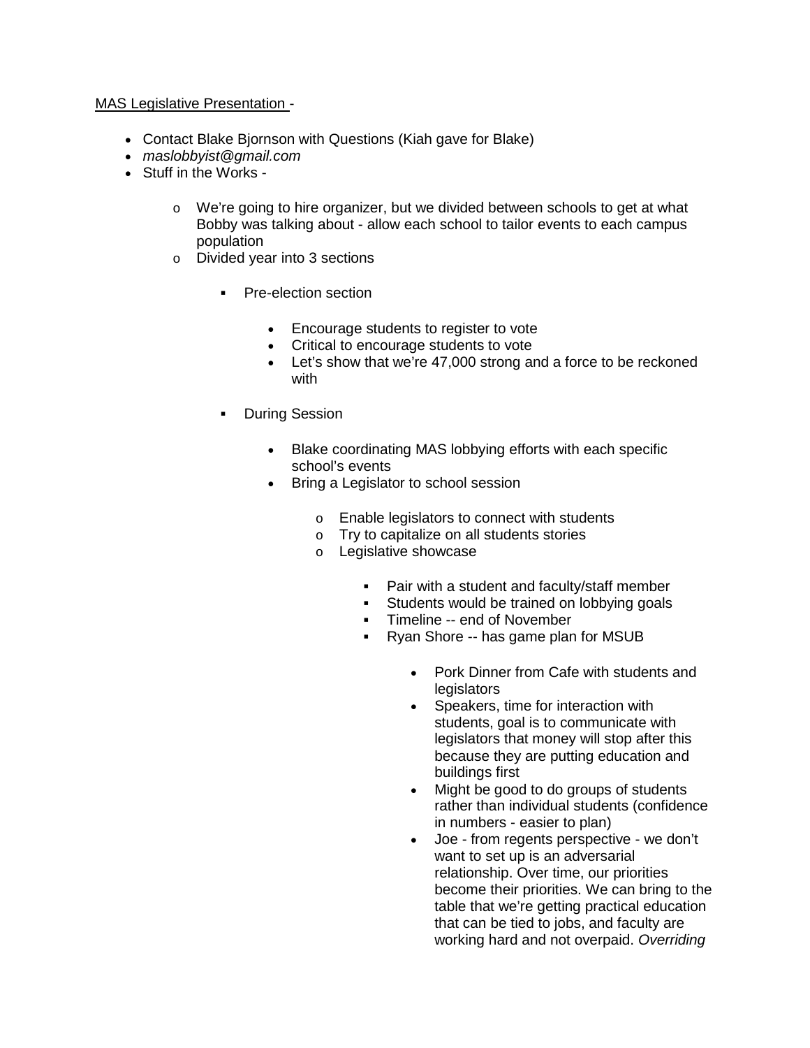<u>MAS Legislative Presentation</u> -

- Contact Blake Bjornson with Questions (Kiah gave for Blake)
- *maslobbyist@gmail.com*
- Stuff in the Works -
    - We're going to hire organizer, but we divided between schools to get at what Bobby was talking about - allow each school to tailor events to each campus population
    - Divided year into 3 sections
        - Pre-election section
            - Encourage students to register to vote
            - Critical to encourage students to vote
            - Let's show that we're 47,000 strong and a force to be reckoned with
        - During Session
            - Blake coordinating MAS lobbying efforts with each specific school's events
            - Bring a Legislator to school session
                - Enable legislators to connect with students
                - Try to capitalize on all students stories
                - Legislative showcase
                    - Pair with a student and faculty/staff member
                    - Students would be trained on lobbying goals
                    - Timeline -- end of November
                    - Ryan Shore -- has game plan for MSUB
                        - Pork Dinner from Cafe with students and legislators
                        - Speakers, time for interaction with students, goal is to communicate with legislators that money will stop after this because they are putting education and buildings first
                        - Might be good to do groups of students rather than individual students (confidence in numbers - easier to plan)
                        - Joe - from regents perspective - we don't want to set up is an adversarial relationship. Over time, our priorities become their priorities. We can bring to the table that we're getting practical education that can be tied to jobs, and faculty are working hard and not overpaid. *Overriding*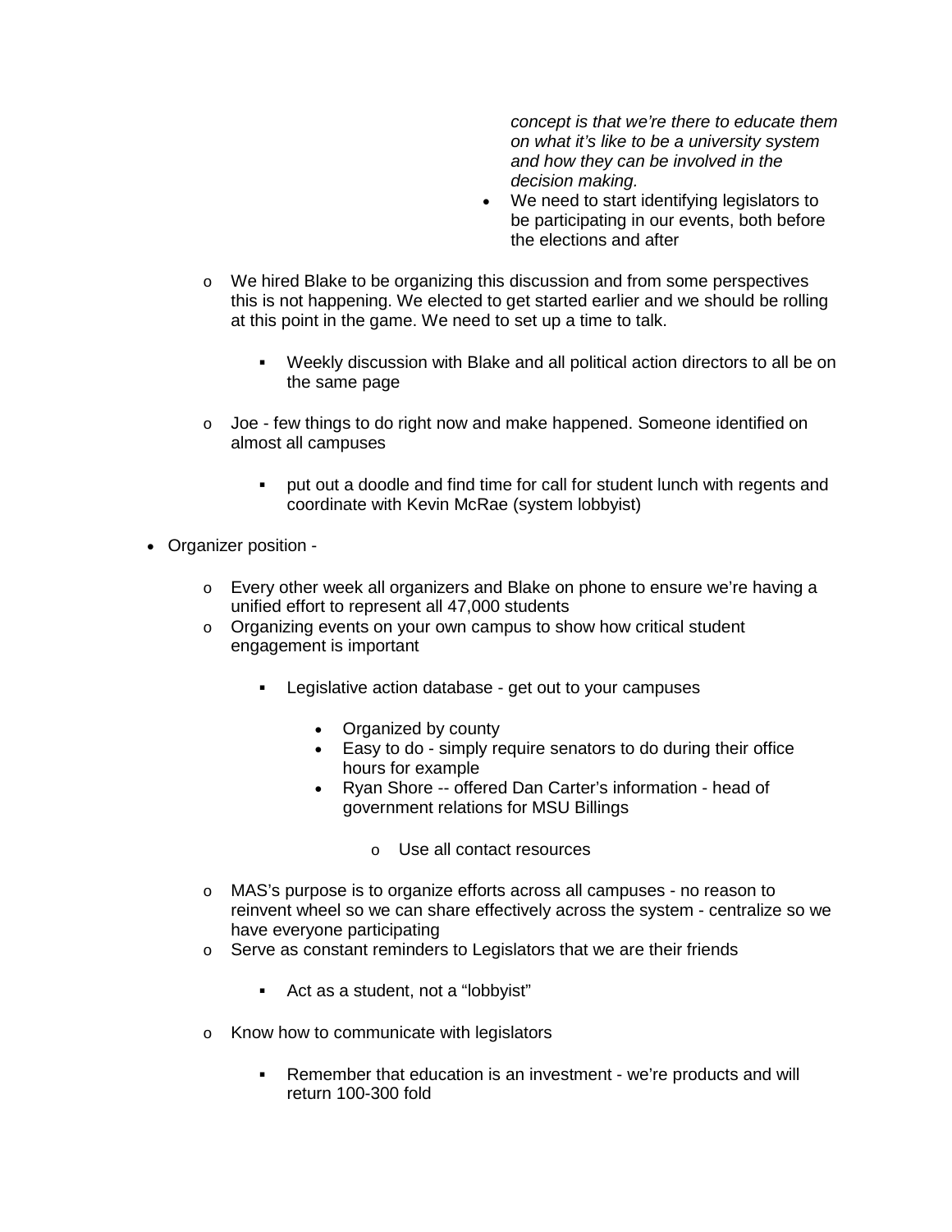*concept is that we're there to educate them on what it's like to be a university system and how they can be involved in the decision making.*
      - We need to start identifying legislators to be participating in our events, both before the elections and after

  - We hired Blake to be organizing this discussion and from some perspectives this is not happening. We elected to get started earlier and we should be rolling at this point in the game. We need to set up a time to talk.
    - Weekly discussion with Blake and all political action directors to all be on the same page
  - Joe - few things to do right now and make happened. Someone identified on almost all campuses
    - put out a doodle and find time for call for student lunch with regents and coordinate with Kevin McRae (system lobbyist)

- Organizer position -
  - Every other week all organizers and Blake on phone to ensure we're having a unified effort to represent all 47,000 students
  - Organizing events on your own campus to show how critical student engagement is important
    - Legislative action database - get out to your campuses
      - Organized by county
      - Easy to do - simply require senators to do during their office hours for example
      - Ryan Shore -- offered Dan Carter's information - head of government relations for MSU Billings
        - Use all contact resources
  - MAS's purpose is to organize efforts across all campuses - no reason to reinvent wheel so we can share effectively across the system - centralize so we have everyone participating
  - Serve as constant reminders to Legislators that we are their friends
    - Act as a student, not a "lobbyist"
  - Know how to communicate with legislators
    - Remember that education is an investment - we're products and will return 100-300 fold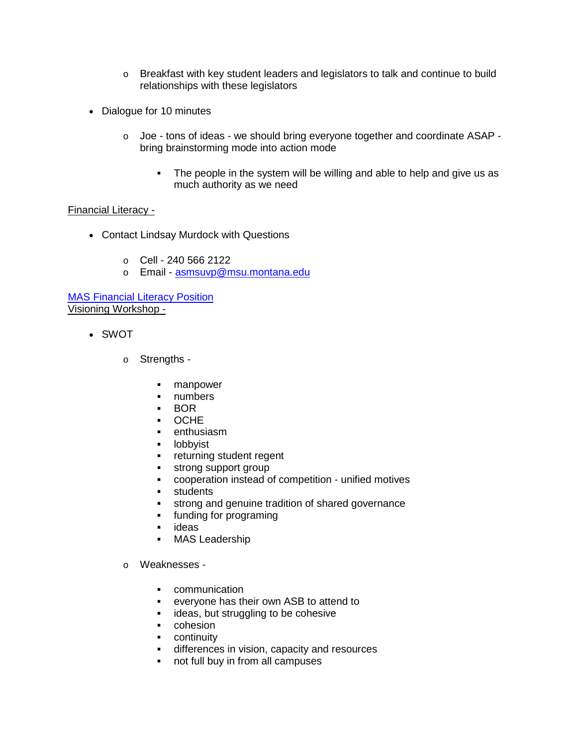- Breakfast with key student leaders and legislators to talk and continue to build relationships with these legislators

- Dialogue for 10 minutes
  - Joe - tons of ideas - we should bring everyone together and coordinate ASAP - bring brainstorming mode into action mode
    - The people in the system will be willing and able to help and give us as much authority as we need

Financial Literacy -

- Contact Lindsay Murdock with Questions
  - Cell - 240 566 2122
  - Email - asmsuvp@msu.montana.edu

MAS Financial Literacy Position

Visioning Workshop -

- SWOT
  - Strengths -
    - manpower
    - numbers
    - BOR
    - OCHE
    - enthusiasm
    - lobbyist
    - returning student regent
    - strong support group
    - cooperation instead of competition - unified motives
    - students
    - strong and genuine tradition of shared governance
    - funding for programing
    - ideas
    - MAS Leadership
  - Weaknesses -
    - communication
    - everyone has their own ASB to attend to
    - ideas, but struggling to be cohesive
    - cohesion
    - continuity
    - differences in vision, capacity and resources
    - not full buy in from all campuses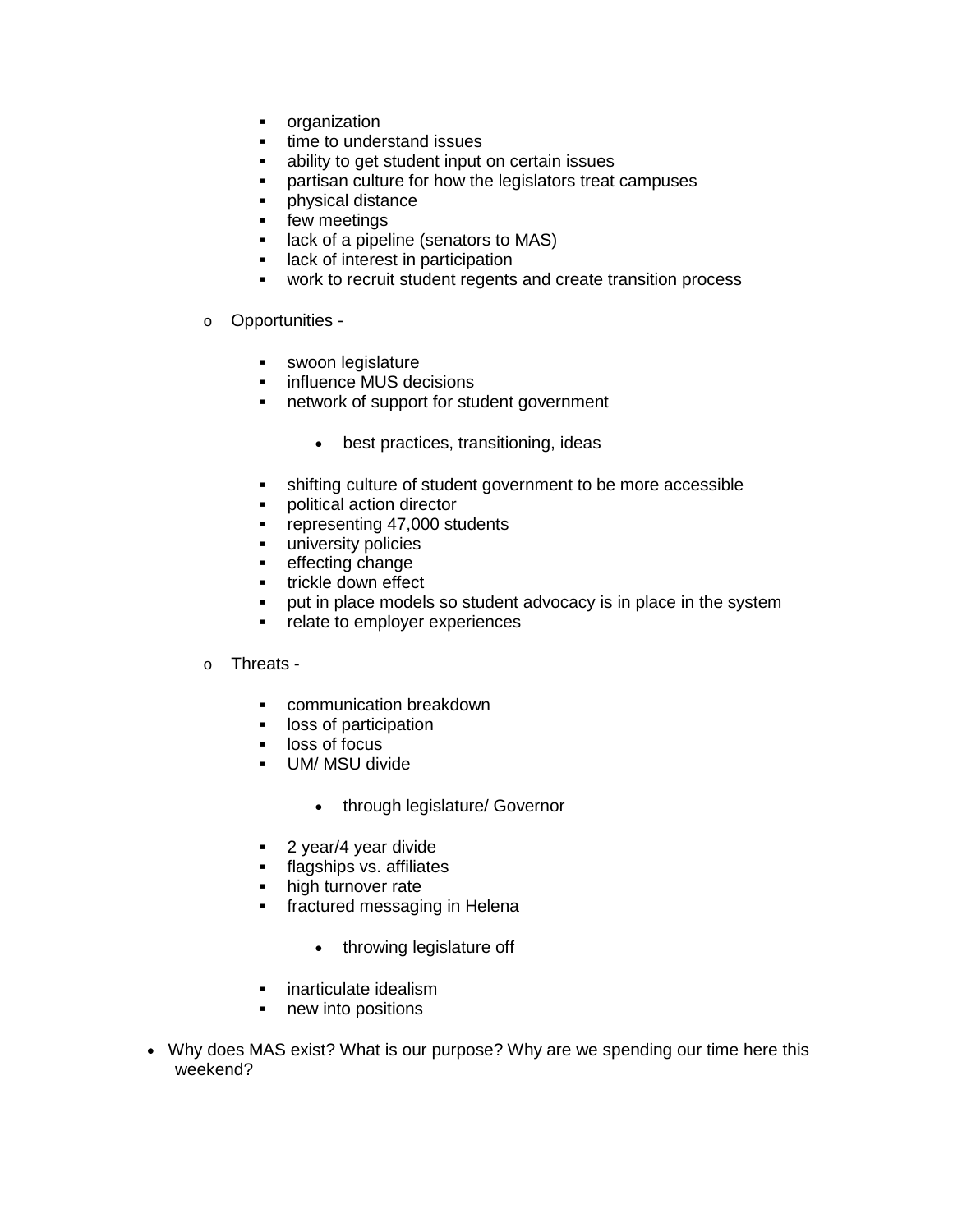- organization
        - time to understand issues
        - ability to get student input on certain issues
        - partisan culture for how the legislators treat campuses
        - physical distance
        - few meetings
        - lack of a pipeline (senators to MAS)
        - lack of interest in participation
        - work to recruit student regents and create transition process

    - Opportunities -

        - swoon legislature
        - influence MUS decisions
        - network of support for student government

            - best practices, transitioning, ideas

        - shifting culture of student government to be more accessible
        - political action director
        - representing 47,000 students
        - university policies
        - effecting change
        - trickle down effect
        - put in place models so student advocacy is in place in the system
        - relate to employer experiences

    - Threats -

        - communication breakdown
        - loss of participation
        - loss of focus
        - UM/ MSU divide

            - through legislature/ Governor

        - 2 year/4 year divide
        - flagships vs. affiliates
        - high turnover rate
        - fractured messaging in Helena

            - throwing legislature off

        - inarticulate idealism
        - new into positions

- Why does MAS exist? What is our purpose? Why are we spending our time here this weekend?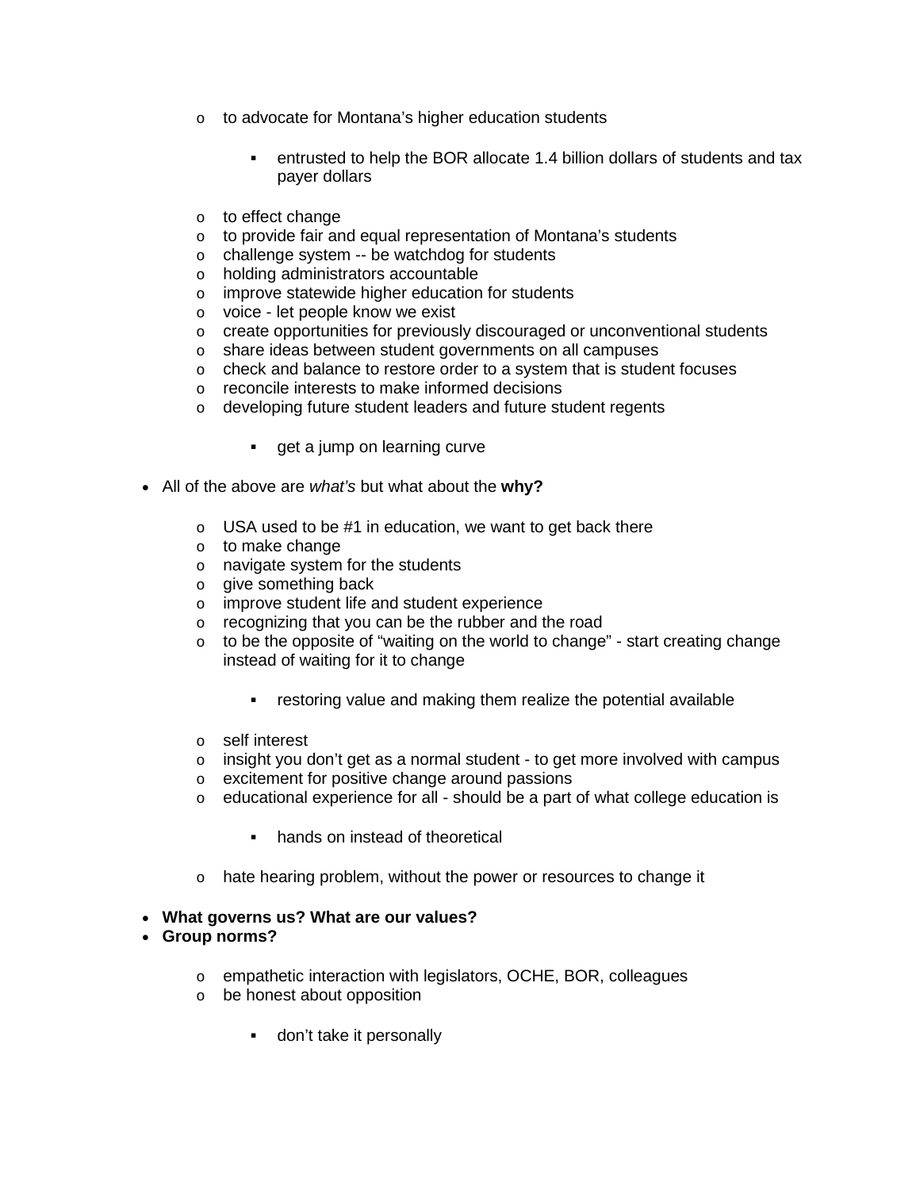- to advocate for Montana's higher education students
        - entrusted to help the BOR allocate 1.4 billion dollars of students and tax payer dollars
    - to effect change
    - to provide fair and equal representation of Montana's students
    - challenge system -- be watchdog for students
    - holding administrators accountable
    - improve statewide higher education for students
    - voice - let people know we exist
    - create opportunities for previously discouraged or unconventional students
    - share ideas between student governments on all campuses
    - check and balance to restore order to a system that is student focuses
    - reconcile interests to make informed decisions
    - developing future student leaders and future student regents
        - get a jump on learning curve

- All of the above are *what's* but what about the **why?**
    - USA used to be #1 in education, we want to get back there
    - to make change
    - navigate system for the students
    - give something back
    - improve student life and student experience
    - recognizing that you can be the rubber and the road
    - to be the opposite of "waiting on the world to change" - start creating change instead of waiting for it to change
        - restoring value and making them realize the potential available
    - self interest
    - insight you don't get as a normal student - to get more involved with campus
    - excitement for positive change around passions
    - educational experience for all - should be a part of what college education is
        - hands on instead of theoretical
    - hate hearing problem, without the power or resources to change it

- **What governs us? What are our values?**
- **Group norms?**
    - empathetic interaction with legislators, OCHE, BOR, colleagues
    - be honest about opposition
        - don't take it personally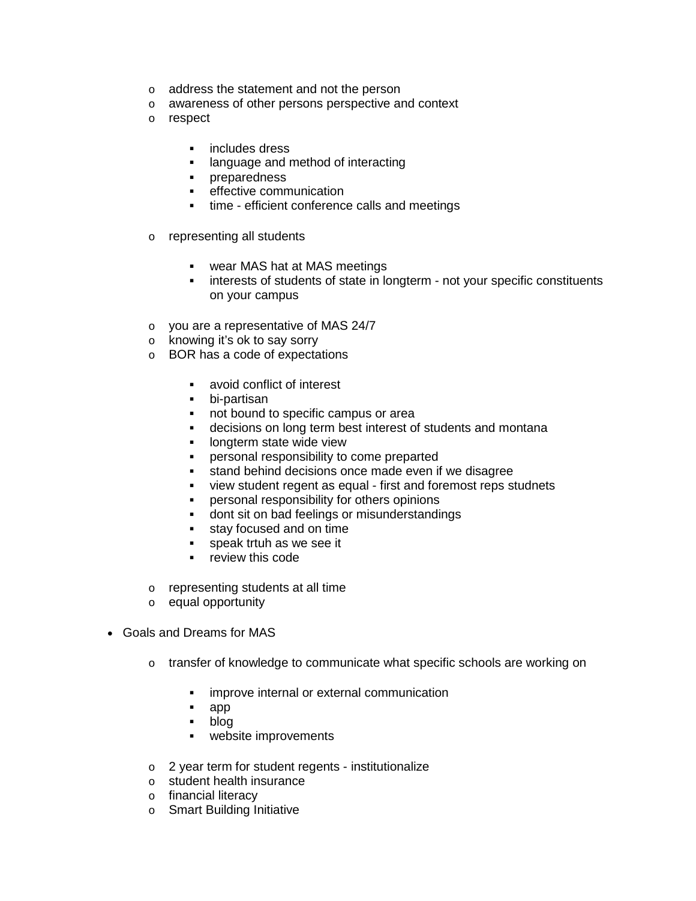- address the statement and not the person
  - awareness of other persons perspective and context
  - respect
    - includes dress
    - language and method of interacting
    - preparedness
    - effective communication
    - time - efficient conference calls and meetings
  - representing all students
    - wear MAS hat at MAS meetings
    - interests of students of state in longterm - not your specific constituents on your campus
  - you are a representative of MAS 24/7
  - knowing it's ok to say sorry
  - BOR has a code of expectations
    - avoid conflict of interest
    - bi-partisan
    - not bound to specific campus or area
    - decisions on long term best interest of students and montana
    - longterm state wide view
    - personal responsibility to come preparted
    - stand behind decisions once made even if we disagree
    - view student regent as equal - first and foremost reps studnets
    - personal responsibility for others opinions
    - dont sit on bad feelings or misunderstandings
    - stay focused and on time
    - speak trtuh as we see it
    - review this code
  - representing students at all time
  - equal opportunity

- Goals and Dreams for MAS
  - transfer of knowledge to communicate what specific schools are working on
    - improve internal or external communication
    - app
    - blog
    - website improvements
  - 2 year term for student regents - institutionalize
  - student health insurance
  - financial literacy
  - Smart Building Initiative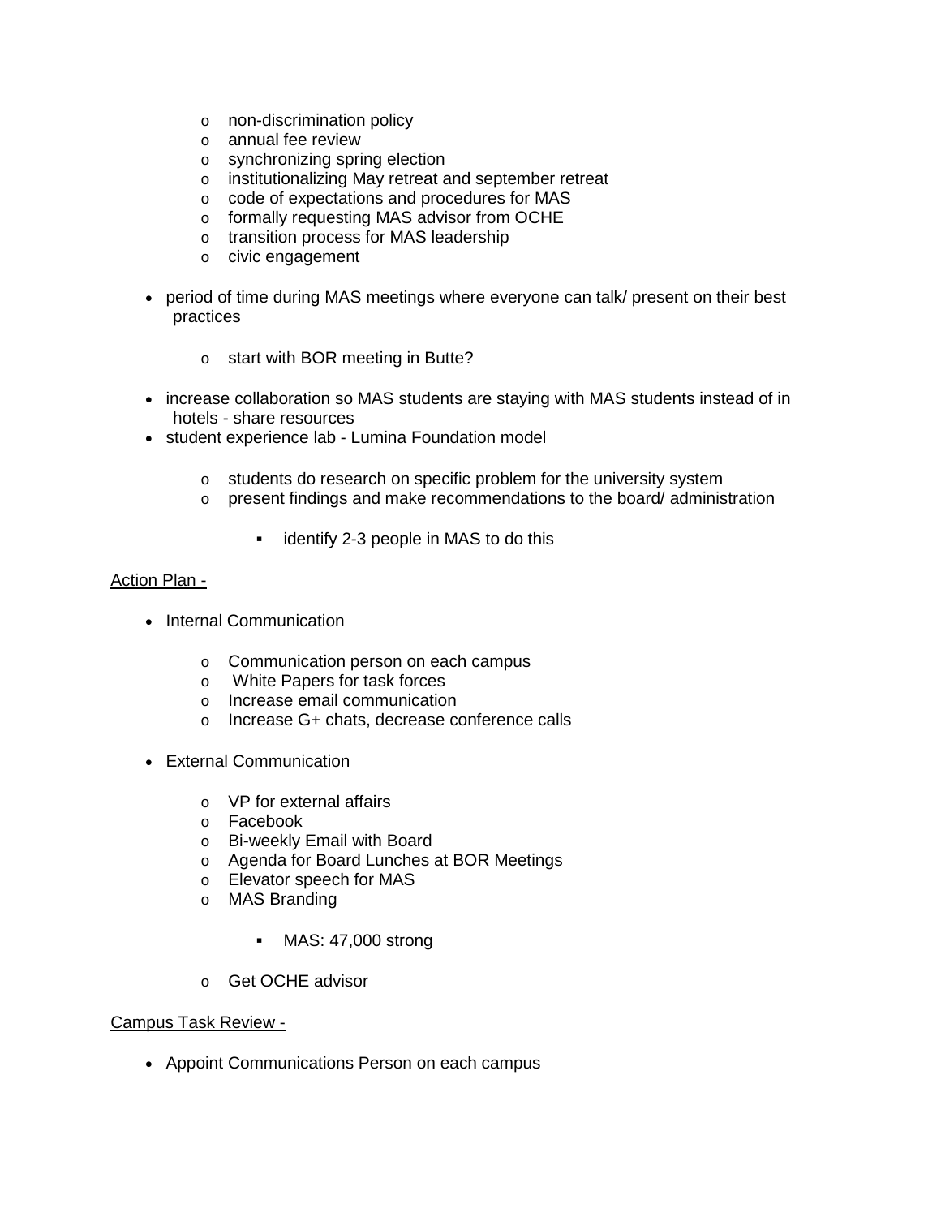- non-discrimination policy
    - annual fee review
    - synchronizing spring election
    - institutionalizing May retreat and september retreat
    - code of expectations and procedures for MAS
    - formally requesting MAS advisor from OCHE
    - transition process for MAS leadership
    - civic engagement

- period of time during MAS meetings where everyone can talk/ present on their best practices
    - start with BOR meeting in Butte?
- increase collaboration so MAS students are staying with MAS students instead of in hotels - share resources
- student experience lab - Lumina Foundation model
    - students do research on specific problem for the university system
    - present findings and make recommendations to the board/ administration
        - identify 2-3 people in MAS to do this

<u>Action Plan -</u>

- Internal Communication
    - Communication person on each campus
    - White Papers for task forces
    - Increase email communication
    - Increase G+ chats, decrease conference calls
- External Communication
    - VP for external affairs
    - Facebook
    - Bi-weekly Email with Board
    - Agenda for Board Lunches at BOR Meetings
    - Elevator speech for MAS
    - MAS Branding
        - MAS: 47,000 strong
    - Get OCHE advisor

<u>Campus Task Review -</u>

- Appoint Communications Person on each campus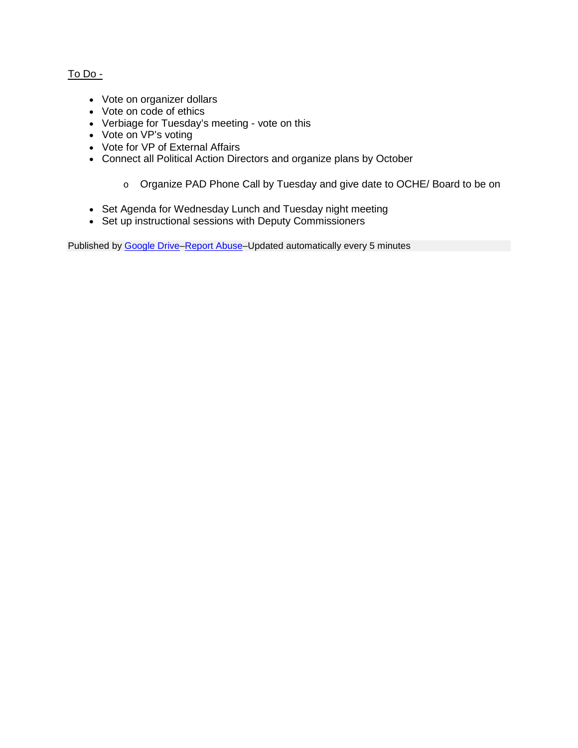To Do -

- Vote on organizer dollars
- Vote on code of ethics
- Verbiage for Tuesday's meeting - vote on this
- Vote on VP's voting
- Vote for VP of External Affairs
- Connect all Political Action Directors and organize plans by October
    - Organize PAD Phone Call by Tuesday and give date to OCHE/ Board to be on
- Set Agenda for Wednesday Lunch and Tuesday night meeting
- Set up instructional sessions with Deputy Commissioners

Published by Google Drive–Report Abuse–Updated automatically every 5 minutes